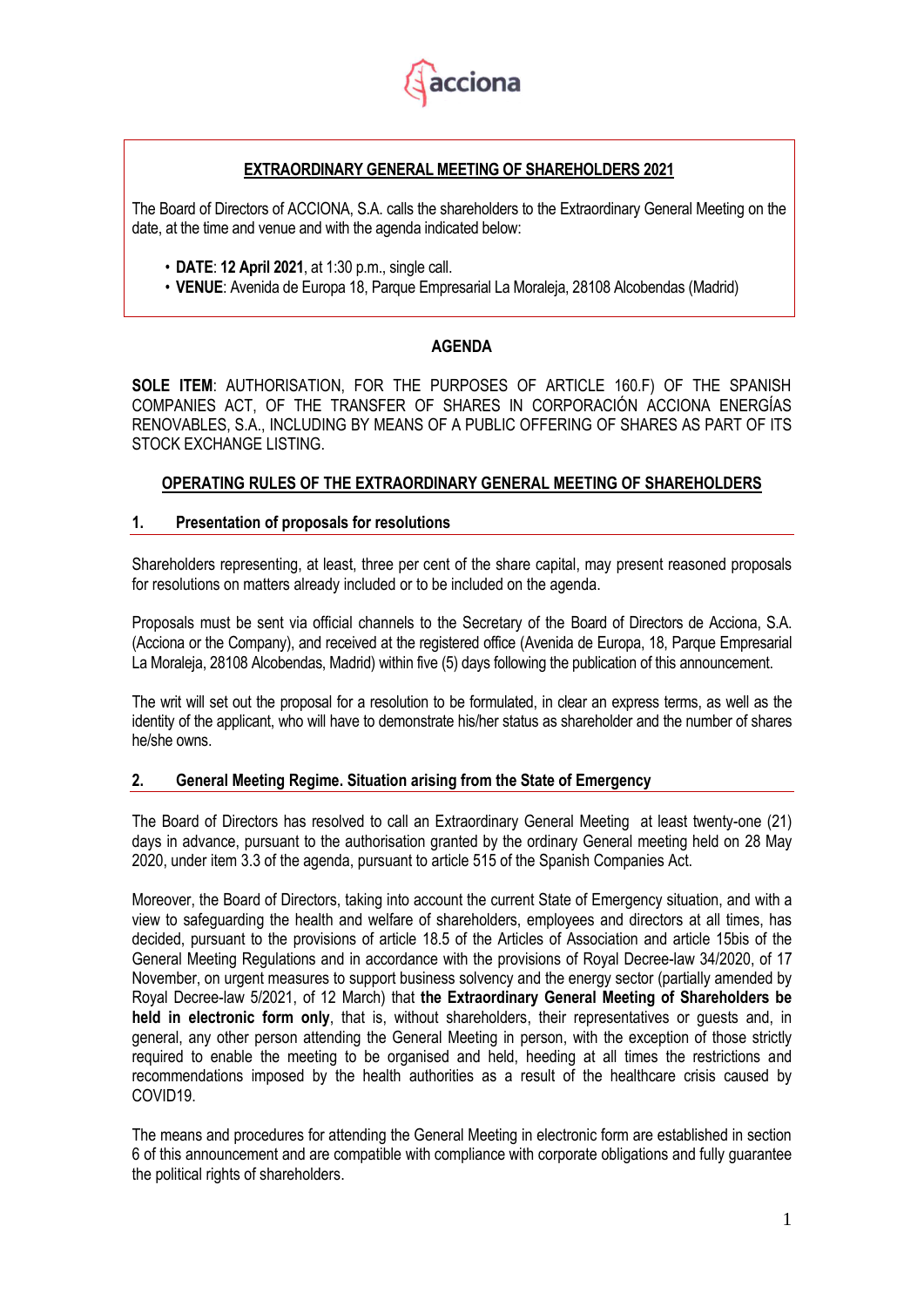## EXTRAORDINARY GENERAL MEETING OF SHAREHOLDERS 2021

The Board of Directors of ACCIONA, S.A. calls the shareholders to the Extraordinary General Meeting on the date, at the time and venue and with the agenda indicated below:

- **DATE**: **12 April 2021**, at 1:30 p.m., single call.
- **VENUE**: Avenida de Europa 18, Parque Empresarial La Moraleja, 28108 Alcobendas (Madrid)

## AGENDA

**SOLE ITEM**: AUTHORISATION, FOR THE PURPOSES OF ARTICLE 160.F) OF THE SPANISH COMPANIES ACT, OF THE TRANSFER OF SHARES IN CORPORACIÓN ACCIONA ENERGÍAS RENOVABLES, S.A., INCLUDING BY MEANS OF A PUBLIC OFFERING OF SHARES AS PART OF ITS STOCK EXCHANGE LISTING.

## OPERATING RULES OF THE EXTRAORDINARY GENERAL MEETING OF SHAREHOLDERS

### 1. Presentation of proposals for resolutions

Shareholders representing, at least, three per cent of the share capital, may present reasoned proposals for resolutions on matters already included or to be included on the agenda.

Proposals must be sent via official channels to the Secretary of the Board of Directors de Acciona, S.A. (Acciona or the Company), and received at the registered office (Avenida de Europa, 18, Parque Empresarial La Moraleja, 28108 Alcobendas, Madrid) within five (5) days following the publication of this announcement.

The writ will set out the proposal for a resolution to be formulated, in clear an express terms, as well as the identity of the applicant, who will have to demonstrate his/her status as shareholder and the number of shares he/she owns.

### 2. General Meeting Regime. Situation arising from the State of Emergency

The Board of Directors has resolved to call an Extraordinary General Meeting at least twenty-one (21) days in advance, pursuant to the authorisation granted by the ordinary General meeting held on 28 May 2020, under item 3.3 of the agenda, pursuant to article 515 of the Spanish Companies Act.

Moreover, the Board of Directors, taking into account the current State of Emergency situation, and with a view to safeguarding the health and welfare of shareholders, employees and directors at all times, has decided, pursuant to the provisions of article 18.5 of the Articles of Association and article 15bis of the General Meeting Regulations and in accordance with the provisions of Royal Decree-law 34/2020, of 17 November, on urgent measures to support business solvency and the energy sector (partially amended by Royal Decree-law 5/2021, of 12 March) that **the Extraordinary General Meeting of Shareholders be held in electronic form only**, that is, without shareholders, their representatives or guests and, in general, any other person attending the General Meeting in person, with the exception of those strictly required to enable the meeting to be organised and held, heeding at all times the restrictions and recommendations imposed by the health authorities as a result of the healthcare crisis caused by COVID19.

The means and procedures for attending the General Meeting in electronic form are established in section 6 of this announcement and are compatible with compliance with corporate obligations and fully guarantee the political rights of shareholders.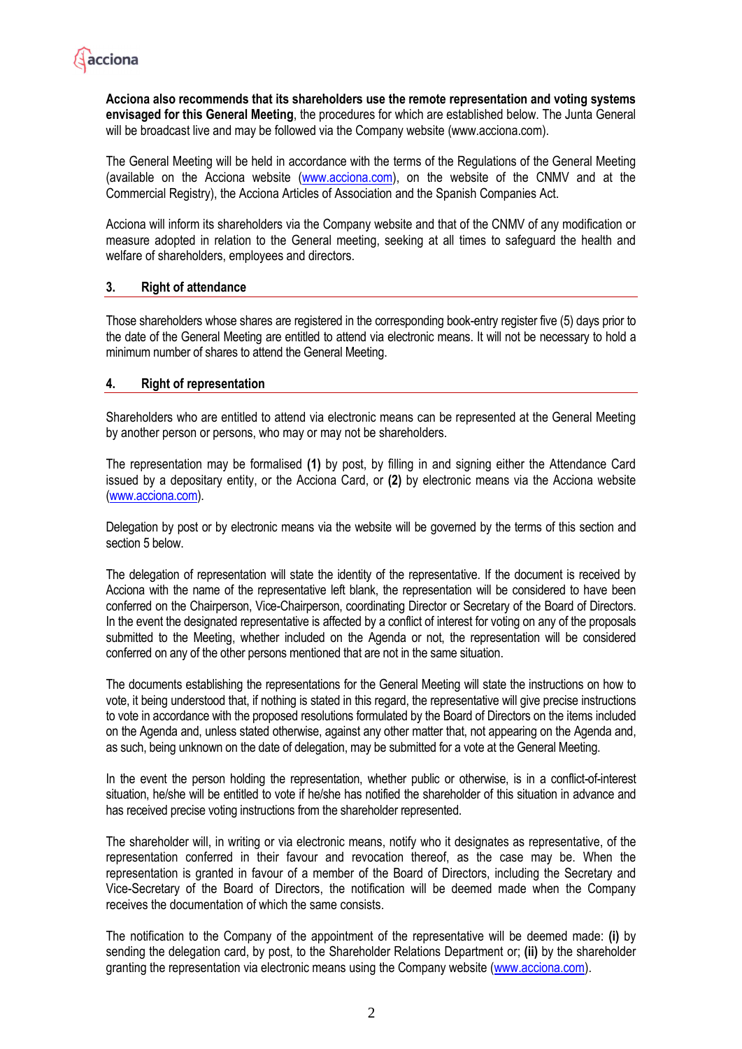**Acciona also recommends that its shareholders use the remote representation and voting systems envisaged for this General Meeting**, the procedures for which are established below. The Junta General will be broadcast live and may be followed via the Company website (www.acciona.com).

The General Meeting will be held in accordance with the terms of the Regulations of the General Meeting (available on the Acciona website (www.acciona.com), on the website of the CNMV and at the Commercial Registry), the Acciona Articles of Association and the Spanish Companies Act.

Acciona will inform its shareholders via the Company website and that of the CNMV of any modification or measure adopted in relation to the General meeting, seeking at all times to safeguard the health and welfare of shareholders, employees and directors.

## 3. Right of attendance

Those shareholders whose shares are registered in the corresponding book-entry register five (5) days prior to the date of the General Meeting are entitled to attend via electronic means. It will not be necessary to hold a minimum number of shares to attend the General Meeting.

## 4. Right of representation

Shareholders who are entitled to attend via electronic means can be represented at the General Meeting by another person or persons, who may or may not be shareholders.

The representation may be formalised **(1)** by post, by filling in and signing either the Attendance Card issued by a depositary entity, or the Acciona Card, or **(2)** by electronic means via the Acciona website (www.acciona.com).

Delegation by post or by electronic means via the website will be governed by the terms of this section and section 5 below.

The delegation of representation will state the identity of the representative. If the document is received by Acciona with the name of the representative left blank, the representation will be considered to have been conferred on the Chairperson, Vice-Chairperson, coordinating Director or Secretary of the Board of Directors. In the event the designated representative is affected by a conflict of interest for voting on any of the proposals submitted to the Meeting, whether included on the Agenda or not, the representation will be considered conferred on any of the other persons mentioned that are not in the same situation.

The documents establishing the representations for the General Meeting will state the instructions on how to vote, it being understood that, if nothing is stated in this regard, the representative will give precise instructions to vote in accordance with the proposed resolutions formulated by the Board of Directors on the items included on the Agenda and, unless stated otherwise, against any other matter that, not appearing on the Agenda and, as such, being unknown on the date of delegation, may be submitted for a vote at the General Meeting.

In the event the person holding the representation, whether public or otherwise, is in a conflict-of-interest situation, he/she will be entitled to vote if he/she has notified the shareholder of this situation in advance and has received precise voting instructions from the shareholder represented.

The shareholder will, in writing or via electronic means, notify who it designates as representative, of the representation conferred in their favour and revocation thereof, as the case may be. When the representation is granted in favour of a member of the Board of Directors, including the Secretary and Vice-Secretary of the Board of Directors, the notification will be deemed made when the Company receives the documentation of which the same consists.

The notification to the Company of the appointment of the representative will be deemed made: **(i)** by sending the delegation card, by post, to the Shareholder Relations Department or; **(ii)** by the shareholder granting the representation via electronic means using the Company website (www.acciona.com).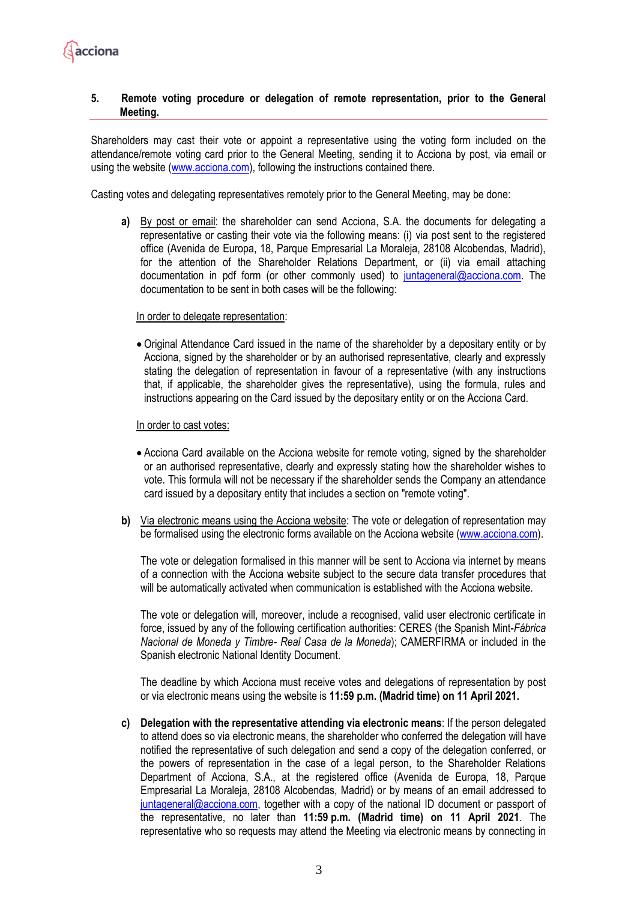## 5. Remote voting procedure or delegation of remote representation, prior to the General Meeting.

Shareholders may cast their vote or appoint a representative using the voting form included on the attendance/remote voting card prior to the General Meeting, sending it to Acciona by post, via email or using the website (www.acciona.com), following the instructions contained there.

Casting votes and delegating representatives remotely prior to the General Meeting, may be done:

**a)** By post or email: the shareholder can send Acciona, S.A. the documents for delegating a representative or casting their vote via the following means: (i) via post sent to the registered office (Avenida de Europa, 18, Parque Empresarial La Moraleja, 28108 Alcobendas, Madrid), for the attention of the Shareholder Relations Department, or (ii) via email attaching documentation in pdf form (or other commonly used) to juntageneral@acciona.com. The documentation to be sent in both cases will be the following:

In order to delegate representation:

- Original Attendance Card issued in the name of the shareholder by a depositary entity or by Acciona, signed by the shareholder or by an authorised representative, clearly and expressly stating the delegation of representation in favour of a representative (with any instructions that, if applicable, the shareholder gives the representative), using the formula, rules and instructions appearing on the Card issued by the depositary entity or on the Acciona Card.

In order to cast votes:

- Acciona Card available on the Acciona website for remote voting, signed by the shareholder or an authorised representative, clearly and expressly stating how the shareholder wishes to vote. This formula will not be necessary if the shareholder sends the Company an attendance card issued by a depositary entity that includes a section on "remote voting".

**b)** Via electronic means using the Acciona website: The vote or delegation of representation may be formalised using the electronic forms available on the Acciona website (www.acciona.com).

The vote or delegation formalised in this manner will be sent to Acciona via internet by means of a connection with the Acciona website subject to the secure data transfer procedures that will be automatically activated when communication is established with the Acciona website.

The vote or delegation will, moreover, include a recognised, valid user electronic certificate in force, issued by any of the following certification authorities: CERES (the Spanish Mint-*Fábrica Nacional de Moneda y Timbre- Real Casa de la Moneda*); CAMERFIRMA or included in the Spanish electronic National Identity Document.

The deadline by which Acciona must receive votes and delegations of representation by post or via electronic means using the website is **11:59 p.m. (Madrid time) on 11 April 2021.**

**c) Delegation with the representative attending via electronic means**: If the person delegated to attend does so via electronic means, the shareholder who conferred the delegation will have notified the representative of such delegation and send a copy of the delegation conferred, or the powers of representation in the case of a legal person, to the Shareholder Relations Department of Acciona, S.A., at the registered office (Avenida de Europa, 18, Parque Empresarial La Moraleja, 28108 Alcobendas, Madrid) or by means of an email addressed to juntageneral@acciona.com, together with a copy of the national ID document or passport of the representative, no later than **11:59 p.m. (Madrid time) on 11 April 2021**. The representative who so requests may attend the Meeting via electronic means by connecting in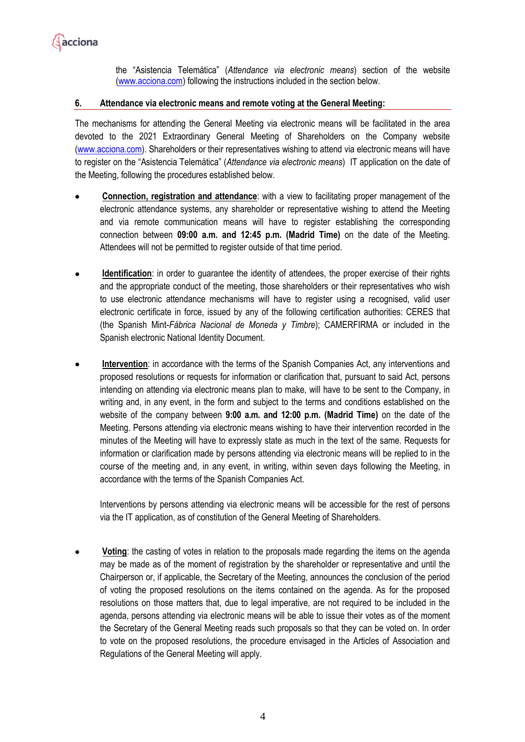the “Asistencia Telemática” (*Attendance via electronic means*) section of the website ([www.acciona.com](www.acciona.com)) following the instructions included in the section below.

## 6. Attendance via electronic means and remote voting at the General Meeting:

The mechanisms for attending the General Meeting via electronic means will be facilitated in the area devoted to the 2021 Extraordinary General Meeting of Shareholders on the Company website ([www.acciona.com](www.acciona.com)). Shareholders or their representatives wishing to attend via electronic means will have to register on the “Asistencia Telemática” (*Attendance via electronic means*) IT application on the date of the Meeting, following the procedures established below.

- **Connection, registration and attendance**: with a view to facilitating proper management of the electronic attendance systems, any shareholder or representative wishing to attend the Meeting and via remote communication means will have to register establishing the corresponding connection between **09:00 a.m. and 12:45 p.m. (Madrid Time)** on the date of the Meeting. Attendees will not be permitted to register outside of that time period.

- **Identification**: in order to guarantee the identity of attendees, the proper exercise of their rights and the appropriate conduct of the meeting, those shareholders or their representatives who wish to use electronic attendance mechanisms will have to register using a recognised, valid user electronic certificate in force, issued by any of the following certification authorities: CERES that (the Spanish Mint-*Fábrica Nacional de Moneda y Timbre*); CAMERFIRMA or included in the Spanish electronic National Identity Document.

- **Intervention**: in accordance with the terms of the Spanish Companies Act, any interventions and proposed resolutions or requests for information or clarification that, pursuant to said Act, persons intending on attending via electronic means plan to make, will have to be sent to the Company, in writing and, in any event, in the form and subject to the terms and conditions established on the website of the company between **9:00 a.m. and 12:00 p.m. (Madrid Time)** on the date of the Meeting. Persons attending via electronic means wishing to have their intervention recorded in the minutes of the Meeting will have to expressly state as much in the text of the same. Requests for information or clarification made by persons attending via electronic means will be replied to in the course of the meeting and, in any event, in writing, within seven days following the Meeting, in accordance with the terms of the Spanish Companies Act.

  Interventions by persons attending via electronic means will be accessible for the rest of persons via the IT application, as of constitution of the General Meeting of Shareholders.

- **Voting**: the casting of votes in relation to the proposals made regarding the items on the agenda may be made as of the moment of registration by the shareholder or representative and until the Chairperson or, if applicable, the Secretary of the Meeting, announces the conclusion of the period of voting the proposed resolutions on the items contained on the agenda. As for the proposed resolutions on those matters that, due to legal imperative, are not required to be included in the agenda, persons attending via electronic means will be able to issue their votes as of the moment the Secretary of the General Meeting reads such proposals so that they can be voted on. In order to vote on the proposed resolutions, the procedure envisaged in the Articles of Association and Regulations of the General Meeting will apply.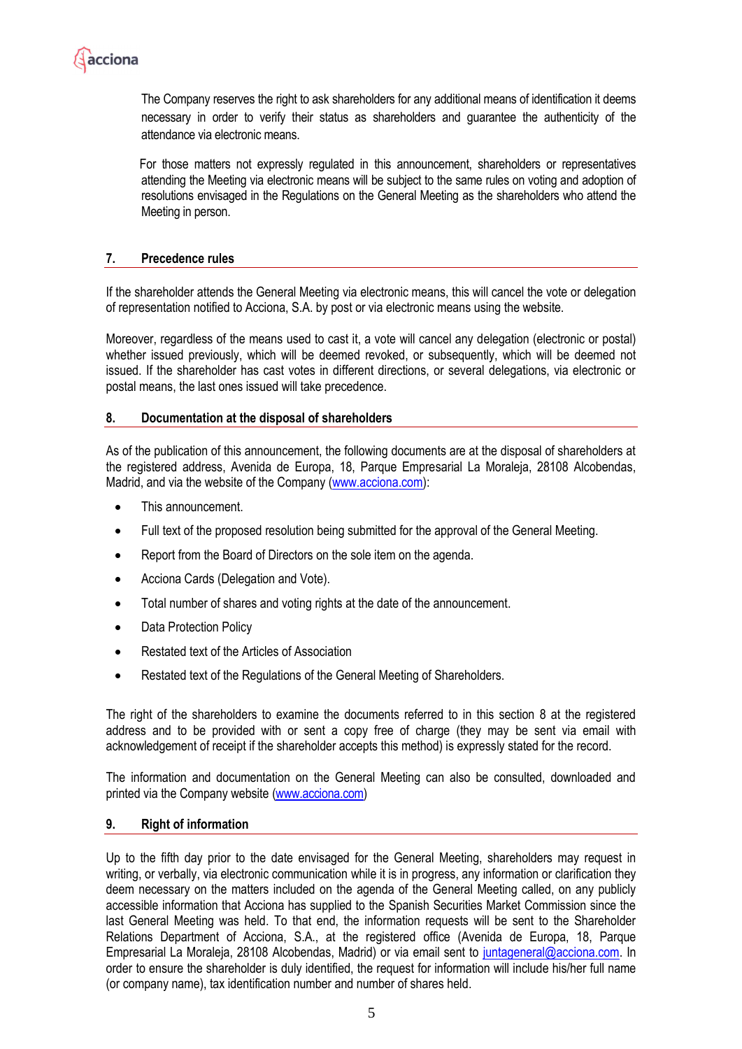The Company reserves the right to ask shareholders for any additional means of identification it deems necessary in order to verify their status as shareholders and guarantee the authenticity of the attendance via electronic means.

For those matters not expressly regulated in this announcement, shareholders or representatives attending the Meeting via electronic means will be subject to the same rules on voting and adoption of resolutions envisaged in the Regulations on the General Meeting as the shareholders who attend the Meeting in person.

## 7. Precedence rules

If the shareholder attends the General Meeting via electronic means, this will cancel the vote or delegation of representation notified to Acciona, S.A. by post or via electronic means using the website.

Moreover, regardless of the means used to cast it, a vote will cancel any delegation (electronic or postal) whether issued previously, which will be deemed revoked, or subsequently, which will be deemed not issued. If the shareholder has cast votes in different directions, or several delegations, via electronic or postal means, the last ones issued will take precedence.

## 8. Documentation at the disposal of shareholders

As of the publication of this announcement, the following documents are at the disposal of shareholders at the registered address, Avenida de Europa, 18, Parque Empresarial La Moraleja, 28108 Alcobendas, Madrid, and via the website of the Company (www.acciona.com):

- This announcement.
- Full text of the proposed resolution being submitted for the approval of the General Meeting.
- Report from the Board of Directors on the sole item on the agenda.
- Acciona Cards (Delegation and Vote).
- Total number of shares and voting rights at the date of the announcement.
- Data Protection Policy
- Restated text of the Articles of Association
- Restated text of the Regulations of the General Meeting of Shareholders.

The right of the shareholders to examine the documents referred to in this section 8 at the registered address and to be provided with or sent a copy free of charge (they may be sent via email with acknowledgement of receipt if the shareholder accepts this method) is expressly stated for the record.

The information and documentation on the General Meeting can also be consulted, downloaded and printed via the Company website (www.acciona.com)

## 9. Right of information

Up to the fifth day prior to the date envisaged for the General Meeting, shareholders may request in writing, or verbally, via electronic communication while it is in progress, any information or clarification they deem necessary on the matters included on the agenda of the General Meeting called, on any publicly accessible information that Acciona has supplied to the Spanish Securities Market Commission since the last General Meeting was held. To that end, the information requests will be sent to the Shareholder Relations Department of Acciona, S.A., at the registered office (Avenida de Europa, 18, Parque Empresarial La Moraleja, 28108 Alcobendas, Madrid) or via email sent to juntageneral@acciona.com. In order to ensure the shareholder is duly identified, the request for information will include his/her full name (or company name), tax identification number and number of shares held.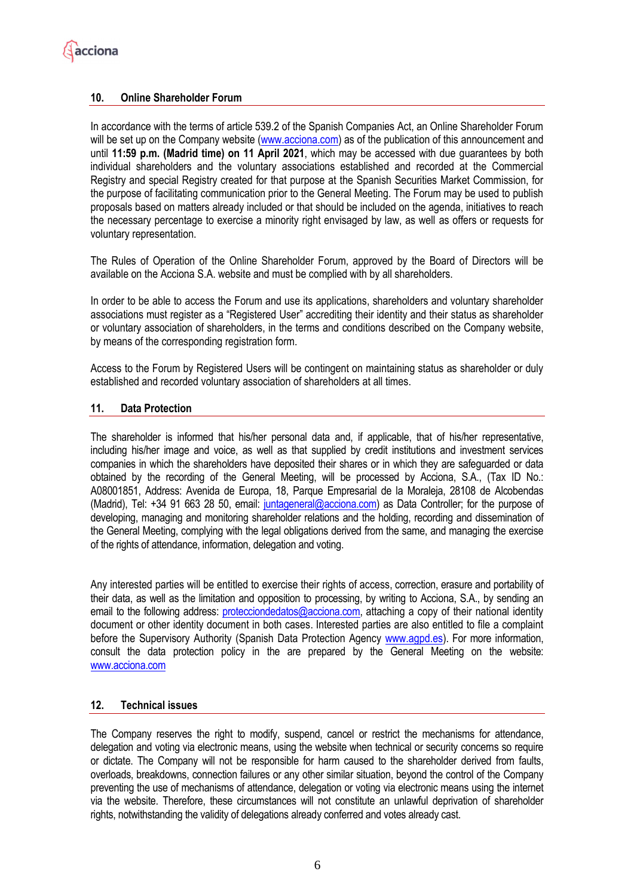## 10. Online Shareholder Forum

In accordance with the terms of article 539.2 of the Spanish Companies Act, an Online Shareholder Forum will be set up on the Company website (www.acciona.com) as of the publication of this announcement and until **11:59 p.m. (Madrid time) on 11 April 2021**, which may be accessed with due guarantees by both individual shareholders and the voluntary associations established and recorded at the Commercial Registry and special Registry created for that purpose at the Spanish Securities Market Commission, for the purpose of facilitating communication prior to the General Meeting. The Forum may be used to publish proposals based on matters already included or that should be included on the agenda, initiatives to reach the necessary percentage to exercise a minority right envisaged by law, as well as offers or requests for voluntary representation.

The Rules of Operation of the Online Shareholder Forum, approved by the Board of Directors will be available on the Acciona S.A. website and must be complied with by all shareholders.

In order to be able to access the Forum and use its applications, shareholders and voluntary shareholder associations must register as a "Registered User" accrediting their identity and their status as shareholder or voluntary association of shareholders, in the terms and conditions described on the Company website, by means of the corresponding registration form.

Access to the Forum by Registered Users will be contingent on maintaining status as shareholder or duly established and recorded voluntary association of shareholders at all times.

## 11. Data Protection

The shareholder is informed that his/her personal data and, if applicable, that of his/her representative, including his/her image and voice, as well as that supplied by credit institutions and investment services companies in which the shareholders have deposited their shares or in which they are safeguarded or data obtained by the recording of the General Meeting, will be processed by Acciona, S.A., (Tax ID No.: A08001851, Address: Avenida de Europa, 18, Parque Empresarial de la Moraleja, 28108 de Alcobendas (Madrid), Tel: +34 91 663 28 50, email: juntageneral@acciona.com) as Data Controller; for the purpose of developing, managing and monitoring shareholder relations and the holding, recording and dissemination of the General Meeting, complying with the legal obligations derived from the same, and managing the exercise of the rights of attendance, information, delegation and voting.

Any interested parties will be entitled to exercise their rights of access, correction, erasure and portability of their data, as well as the limitation and opposition to processing, by writing to Acciona, S.A., by sending an email to the following address: protecciondedatos@acciona.com, attaching a copy of their national identity document or other identity document in both cases. Interested parties are also entitled to file a complaint before the Supervisory Authority (Spanish Data Protection Agency www.agpd.es). For more information, consult the data protection policy in the are prepared by the General Meeting on the website: www.acciona.com

## 12. Technical issues

The Company reserves the right to modify, suspend, cancel or restrict the mechanisms for attendance, delegation and voting via electronic means, using the website when technical or security concerns so require or dictate. The Company will not be responsible for harm caused to the shareholder derived from faults, overloads, breakdowns, connection failures or any other similar situation, beyond the control of the Company preventing the use of mechanisms of attendance, delegation or voting via electronic means using the internet via the website. Therefore, these circumstances will not constitute an unlawful deprivation of shareholder rights, notwithstanding the validity of delegations already conferred and votes already cast.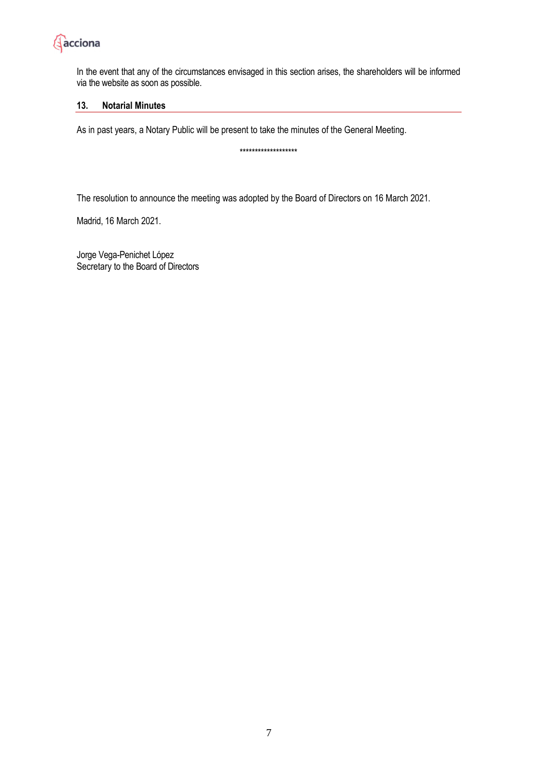In the event that any of the circumstances envisaged in this section arises, the shareholders will be informed via the website as soon as possible.

## 13. Notarial Minutes

As in past years, a Notary Public will be present to take the minutes of the General Meeting.

*******************

The resolution to announce the meeting was adopted by the Board of Directors on 16 March 2021.

Madrid, 16 March 2021.

Jorge Vega-Penichet López
Secretary to the Board of Directors